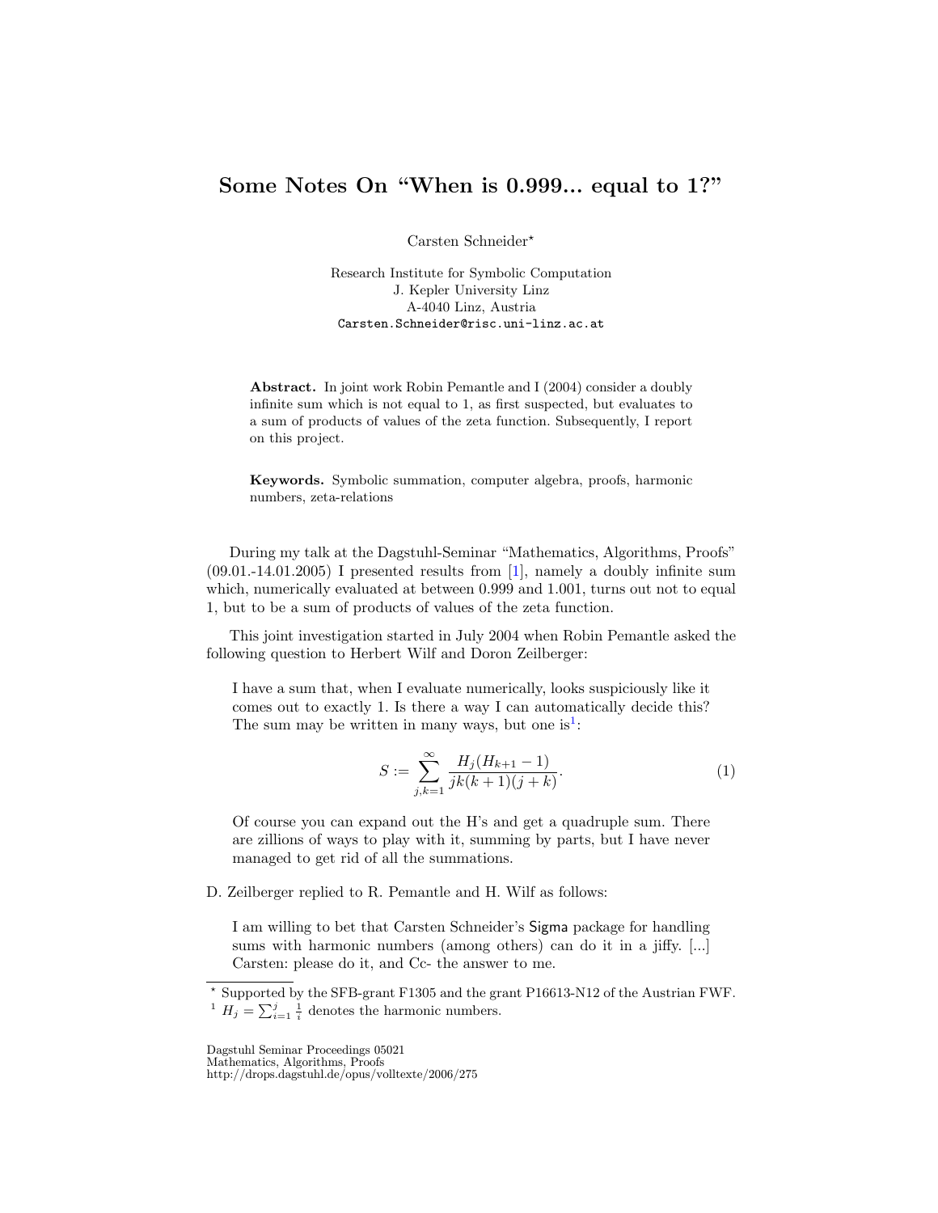# Some Notes On “When is 0.999... equal to 1?”

Carsten Schneider*

Research Institute for Symbolic Computation
J. Kepler University Linz
A-4040 Linz, Austria
Carsten.Schneider@risc.uni-linz.ac.at

**Abstract.** In joint work Robin Pemantle and I (2004) consider a doubly infinite sum which is not equal to 1, as first suspected, but evaluates to a sum of products of values of the zeta function. Subsequently, I report on this project.

**Keywords.** Symbolic summation, computer algebra, proofs, harmonic numbers, zeta-relations

During my talk at the Dagstuhl-Seminar “Mathematics, Algorithms, Proofs” (09.01.-14.01.2005) I presented results from [1], namely a doubly infinite sum which, numerically evaluated at between 0.999 and 1.001, turns out not to equal 1, but to be a sum of products of values of the zeta function.

This joint investigation started in July 2004 when Robin Pemantle asked the following question to Herbert Wilf and Doron Zeilberger:

> I have a sum that, when I evaluate numerically, looks suspiciously like it comes out to exactly 1. Is there a way I can automatically decide this? The sum may be written in many ways, but one is[1]:
>
> $$S := \sum_{j,k=1}^{\infty} \frac{H_j(H_{k+1}-1)}{jk(k+1)(j+k)}. \tag{1}$$
>
> Of course you can expand out the H's and get a quadruple sum. There are zillions of ways to play with it, summing by parts, but I have never managed to get rid of all the summations.

D. Zeilberger replied to R. Pemantle and H. Wilf as follows:

> I am willing to bet that Carsten Schneider's Sigma package for handling sums with harmonic numbers (among others) can do it in a jiffy. [...] Carsten: please do it, and Cc- the answer to me.

* Supported by the SFB-grant F1305 and the grant P16613-N12 of the Austrian FWF.

[1] $H_j = \sum_{i=1}^{j} \frac{1}{i}$ denotes the harmonic numbers.

Dagstuhl Seminar Proceedings 05021
Mathematics, Algorithms, Proofs
http://drops.dagstuhl.de/opus/volltexte/2006/275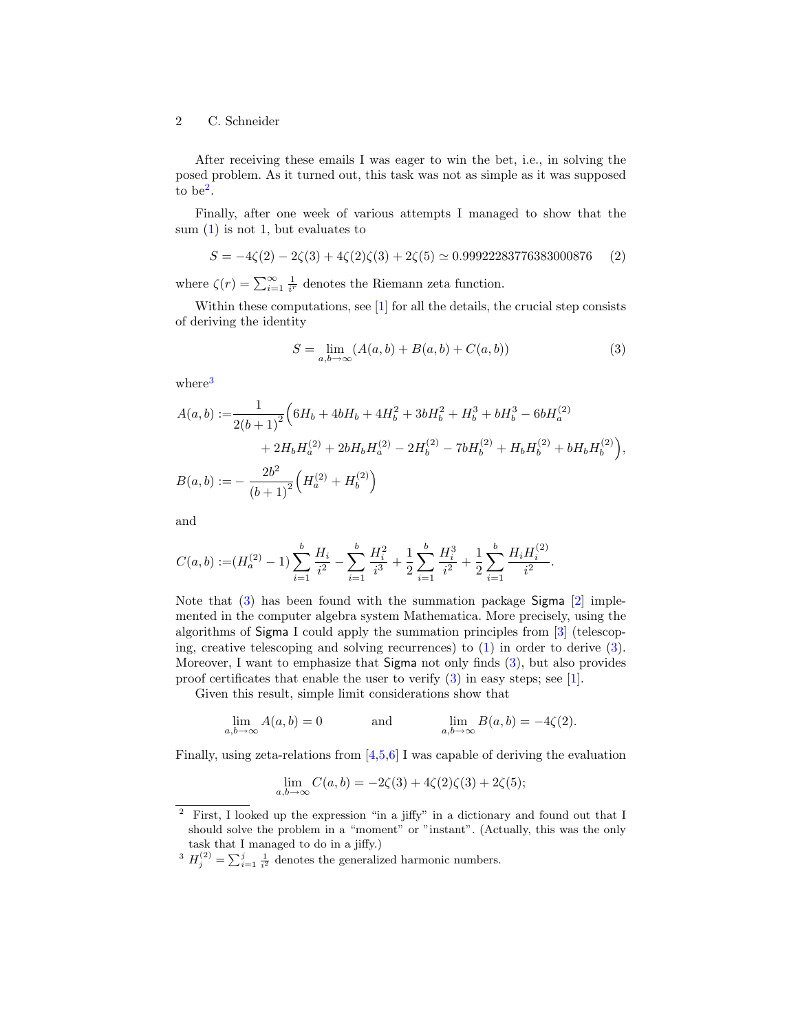After receiving these emails I was eager to win the bet, i.e., in solving the posed problem. As it turned out, this task was not as simple as it was supposed to be[2].

Finally, after one week of various attempts I managed to show that the sum (1) is not 1, but evaluates to

$$S = -4\zeta(2) - 2\zeta(3) + 4\zeta(2)\zeta(3) + 2\zeta(5) \simeq 0.99922283776383000876 \qquad (2)$$

where $\zeta(r) = \sum_{i=1}^{\infty} \frac{1}{i^r}$ denotes the Riemann zeta function.

Within these computations, see [1] for all the details, the crucial step consists of deriving the identity

$$S = \lim_{a,b\to\infty} (A(a,b) + B(a,b) + C(a,b)) \qquad (3)$$

where[3]

$$A(a,b) := \frac{1}{2(b+1)^2}\Big(6H_b + 4bH_b + 4H_b^2 + 3bH_b^2 + H_b^3 + bH_b^3 - 6bH_a^{(2)} + 2H_bH_a^{(2)} + 2bH_bH_a^{(2)} - 2H_b^{(2)} - 7bH_b^{(2)} + H_bH_b^{(2)} + bH_bH_b^{(2)}\Big),$$

$$B(a,b) := -\frac{2b^2}{(b+1)^2}\Big(H_a^{(2)} + H_b^{(2)}\Big)$$

and

$$C(a,b) := (H_a^{(2)} - 1)\sum_{i=1}^{b}\frac{H_i}{i^2} - \sum_{i=1}^{b}\frac{H_i^2}{i^3} + \frac{1}{2}\sum_{i=1}^{b}\frac{H_i^3}{i^2} + \frac{1}{2}\sum_{i=1}^{b}\frac{H_iH_i^{(2)}}{i^2}.$$

Note that (3) has been found with the summation package Sigma [2] implemented in the computer algebra system Mathematica. More precisely, using the algorithms of Sigma I could apply the summation principles from [3] (telescoping, creative telescoping and solving recurrences) to (1) in order to derive (3). Moreover, I want to emphasize that Sigma not only finds (3), but also provides proof certificates that enable the user to verify (3) in easy steps; see [1].

Given this result, simple limit considerations show that

$$\lim_{a,b\to\infty} A(a,b) = 0 \qquad \text{and} \qquad \lim_{a,b\to\infty} B(a,b) = -4\zeta(2).$$

Finally, using zeta-relations from [4,5,6] I was capable of deriving the evaluation

$$\lim_{a,b\to\infty} C(a,b) = -2\zeta(3) + 4\zeta(2)\zeta(3) + 2\zeta(5);$$

---

[2] First, I looked up the expression "in a jiffy" in a dictionary and found out that I should solve the problem in a "moment" or "instant". (Actually, this was the only task that I managed to do in a jiffy.)

[3] $H_j^{(2)} = \sum_{i=1}^{j} \frac{1}{i^2}$ denotes the generalized harmonic numbers.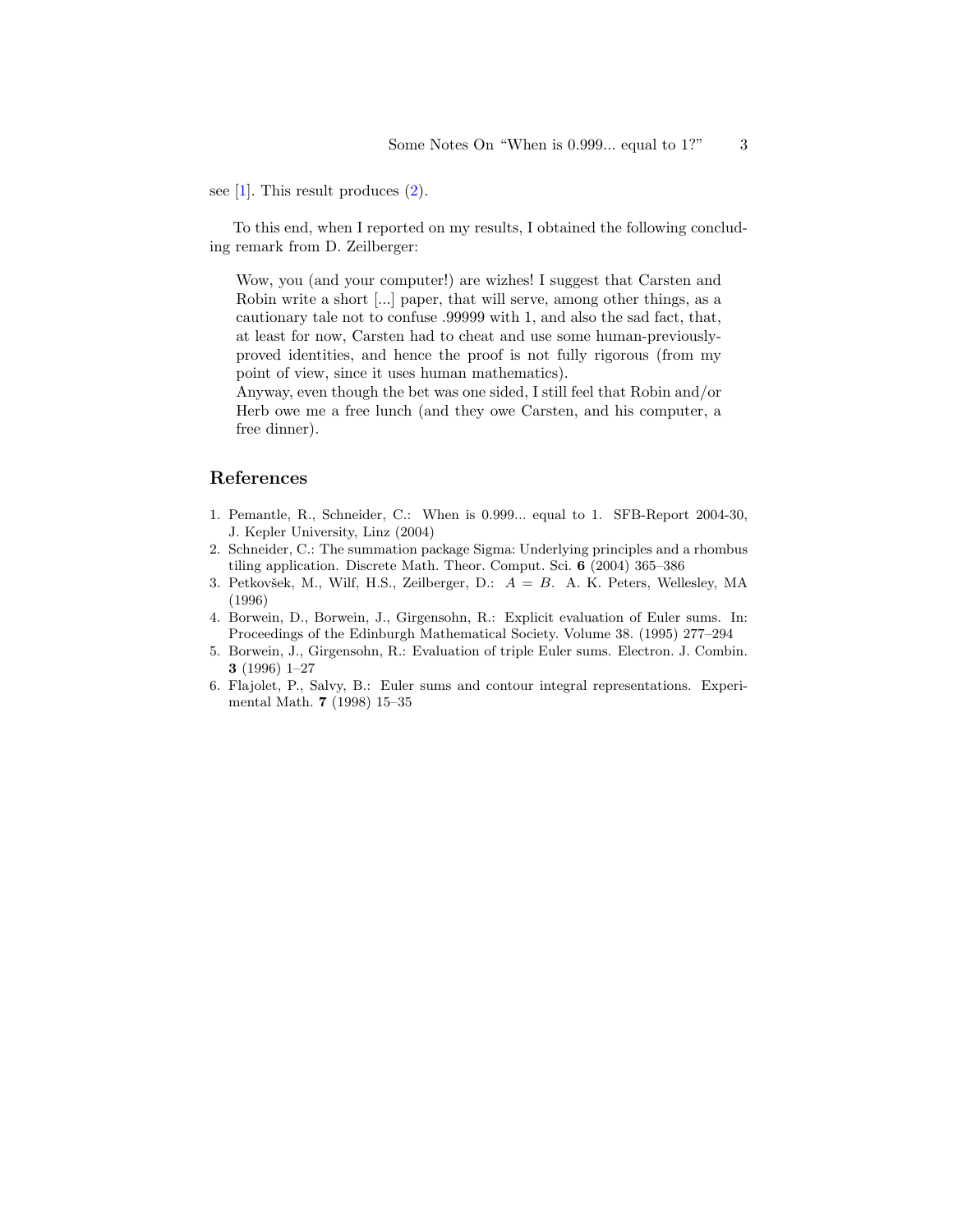see [1]. This result produces (2).

To this end, when I reported on my results, I obtained the following concluding remark from D. Zeilberger:

> Wow, you (and your computer!) are wizhes! I suggest that Carsten and Robin write a short [...] paper, that will serve, among other things, as a cautionary tale not to confuse .99999 with 1, and also the sad fact, that, at least for now, Carsten had to cheat and use some human-previously-proved identities, and hence the proof is not fully rigorous (from my point of view, since it uses human mathematics).
> Anyway, even though the bet was one sided, I still feel that Robin and/or Herb owe me a free lunch (and they owe Carsten, and his computer, a free dinner).

## References

1. Pemantle, R., Schneider, C.: When is 0.999... equal to 1. SFB-Report 2004-30, J. Kepler University, Linz (2004)
2. Schneider, C.: The summation package Sigma: Underlying principles and a rhombus tiling application. Discrete Math. Theor. Comput. Sci. **6** (2004) 365–386
3. Petkovšek, M., Wilf, H.S., Zeilberger, D.: *A* = *B*. A. K. Peters, Wellesley, MA (1996)
4. Borwein, D., Borwein, J., Girgensohn, R.: Explicit evaluation of Euler sums. In: Proceedings of the Edinburgh Mathematical Society. Volume 38. (1995) 277–294
5. Borwein, J., Girgensohn, R.: Evaluation of triple Euler sums. Electron. J. Combin. **3** (1996) 1–27
6. Flajolet, P., Salvy, B.: Euler sums and contour integral representations. Experimental Math. **7** (1998) 15–35